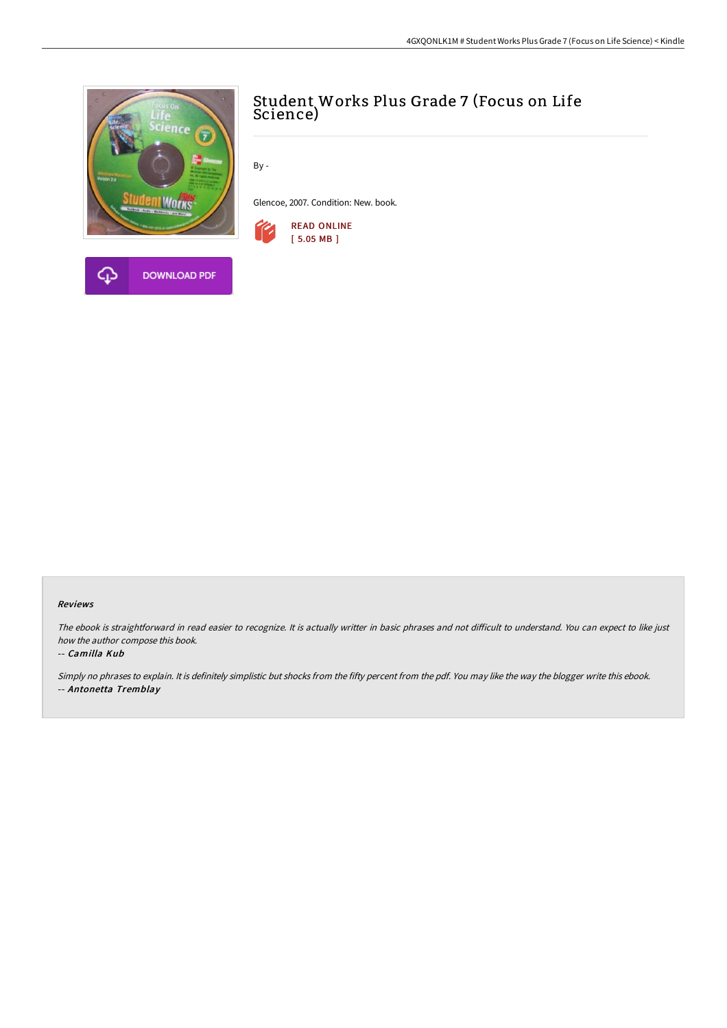# Student Works Plus Grade 7 (Focus on Life Science)

By -

Glencoe, 2007. Condition: New. book.

READ ONLINE
[ 5.05 MB ]

DOWNLOAD PDF

#### Reviews

*The ebook is straightforward in read easier to recognize. It is actually writter in basic phrases and not difficult to understand. You can expect to like just how the author compose this book.*

-- ***Camilla Kub***

*Simply no phrases to explain. It is definitely simplistic but shocks from the fifty percent from the pdf. You may like the way the blogger write this ebook.*

-- ***Antonetta Tremblay***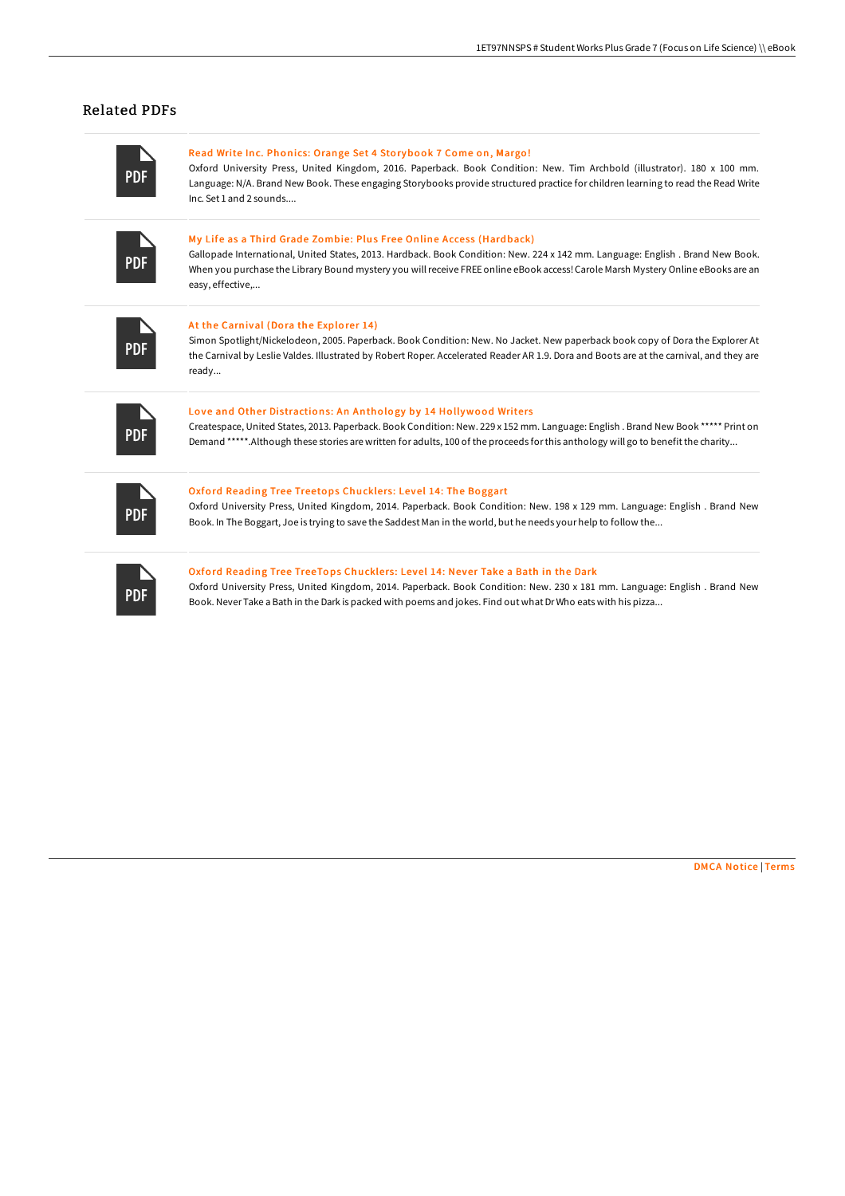## Related PDFs

**Read Write Inc. Phonics: Orange Set 4 Storybook 7 Come on, Margo!**

Oxford University Press, United Kingdom, 2016. Paperback. Book Condition: New. Tim Archbold (illustrator). 180 x 100 mm. Language: N/A. Brand New Book. These engaging Storybooks provide structured practice for children learning to read the Read Write Inc. Set 1 and 2 sounds....

**My Life as a Third Grade Zombie: Plus Free Online Access (Hardback)**

Gallopade International, United States, 2013. Hardback. Book Condition: New. 224 x 142 mm. Language: English . Brand New Book. When you purchase the Library Bound mystery you will receive FREE online eBook access! Carole Marsh Mystery Online eBooks are an easy, effective,...

**At the Carnival (Dora the Explorer 14)**

Simon Spotlight/Nickelodeon, 2005. Paperback. Book Condition: New. No Jacket. New paperback book copy of Dora the Explorer At the Carnival by Leslie Valdes. Illustrated by Robert Roper. Accelerated Reader AR 1.9. Dora and Boots are at the carnival, and they are ready...

**Love and Other Distractions: An Anthology by 14 Hollywood Writers**

Createspace, United States, 2013. Paperback. Book Condition: New. 229 x 152 mm. Language: English . Brand New Book ***** Print on Demand *****.Although these stories are written for adults, 100 of the proceeds for this anthology will go to benefit the charity...

**Oxford Reading Tree Treetops Chucklers: Level 14: The Boggart**

Oxford University Press, United Kingdom, 2014. Paperback. Book Condition: New. 198 x 129 mm. Language: English . Brand New Book. In The Boggart, Joe is trying to save the Saddest Man in the world, but he needs your help to follow the...

**Oxford Reading Tree TreeTops Chucklers: Level 14: Never Take a Bath in the Dark**

Oxford University Press, United Kingdom, 2014. Paperback. Book Condition: New. 230 x 181 mm. Language: English . Brand New Book. Never Take a Bath in the Dark is packed with poems and jokes. Find out what Dr Who eats with his pizza...